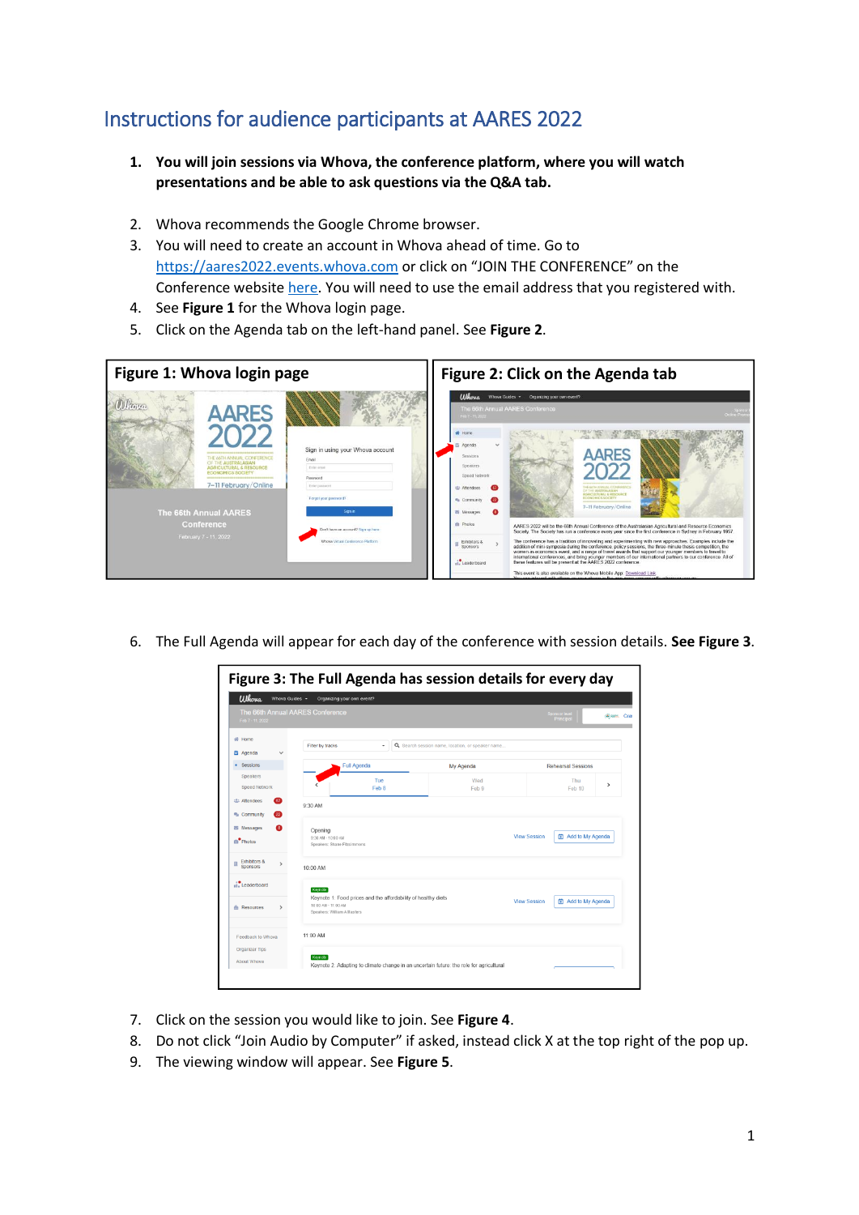# Instructions for audience participants at AARES 2022

1. **You will join sessions via Whova, the conference platform, where you will watch presentations and be able to ask questions via the Q&A tab.**

2. Whova recommends the Google Chrome browser.
3. You will need to create an account in Whova ahead of time. Go to https://aares2022.events.whova.com or click on "JOIN THE CONFERENCE" on the Conference website here. You will need to use the email address that you registered with.
4. See **Figure 1** for the Whova login page.
5. Click on the Agenda tab on the left-hand panel. See **Figure 2**.

**Figure 1: Whova login page**

**Figure 2: Click on the Agenda tab**

6. The Full Agenda will appear for each day of the conference with session details. **See Figure 3**.

**Figure 3: The Full Agenda has session details for every day**

7. Click on the session you would like to join. See **Figure 4**.
8. Do not click "Join Audio by Computer" if asked, instead click X at the top right of the pop up.
9. The viewing window will appear. See **Figure 5**.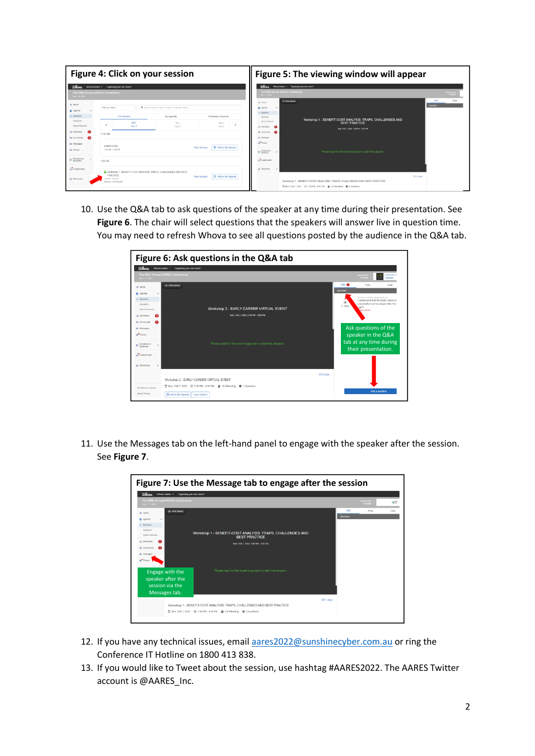**Figure 4: Click on your session**

**Figure 5: The viewing window will appear**

10. Use the Q&A tab to ask questions of the speaker at any time during their presentation. See **Figure 6**. The chair will select questions that the speakers will answer live in question time. You may need to refresh Whova to see all questions posted by the audience in the Q&A tab.

**Figure 6: Ask questions in the Q&A tab**

Ask questions of the speaker in the Q&A tab at any time during their presentation.

11. Use the Messages tab on the left-hand panel to engage with the speaker after the session. See **Figure 7**.

**Figure 7: Use the Message tab to engage after the session**

Engage with the speaker after the session via the Messages tab.

12. If you have any technical issues, email [aares2022@sunshinecyber.com.au](mailto:aares2022@sunshinecyber.com.au) or ring the Conference IT Hotline on 1800 413 838.
13. If you would like to Tweet about the session, use hashtag #AARES2022. The AARES Twitter account is @AARES_Inc.